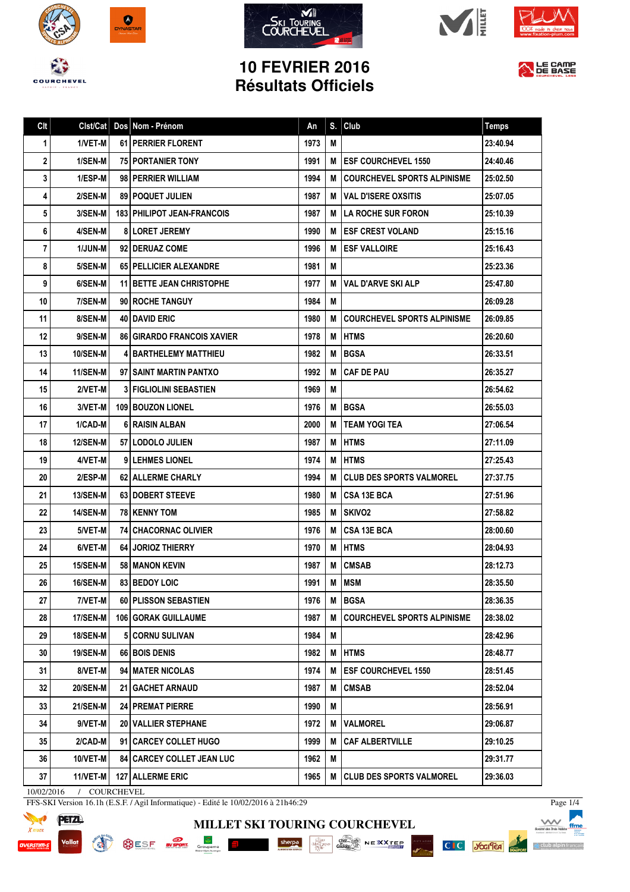# 10 FEVRIER 2016
# Résultats Officiels

| Clt | Clst/Cat | Dos | Nom - Prénom | An | S. | Club | Temps |
|---|---|---|---|---|---|---|---|
| 1 | 1/VET-M | 61 | PERRIER FLORENT | 1973 | M | | 23:40.94 |
| 2 | 1/SEN-M | 75 | PORTANIER TONY | 1991 | M | ESF COURCHEVEL 1550 | 24:40.46 |
| 3 | 1/ESP-M | 98 | PERRIER WILLIAM | 1994 | M | COURCHEVEL SPORTS ALPINISME | 25:02.50 |
| 4 | 2/SEN-M | 89 | POQUET JULIEN | 1987 | M | VAL D'ISERE OXSITIS | 25:07.05 |
| 5 | 3/SEN-M | 183 | PHILIPOT JEAN-FRANCOIS | 1987 | M | LA ROCHE SUR FORON | 25:10.39 |
| 6 | 4/SEN-M | 8 | LORET JEREMY | 1990 | M | ESF CREST VOLAND | 25:15.16 |
| 7 | 1/JUN-M | 92 | DERUAZ COME | 1996 | M | ESF VALLOIRE | 25:16.43 |
| 8 | 5/SEN-M | 65 | PELLICIER ALEXANDRE | 1981 | M | | 25:23.36 |
| 9 | 6/SEN-M | 11 | BETTE JEAN CHRISTOPHE | 1977 | M | VAL D'ARVE SKI ALP | 25:47.80 |
| 10 | 7/SEN-M | 90 | ROCHE TANGUY | 1984 | M | | 26:09.28 |
| 11 | 8/SEN-M | 40 | DAVID ERIC | 1980 | M | COURCHEVEL SPORTS ALPINISME | 26:09.85 |
| 12 | 9/SEN-M | 86 | GIRARDO FRANCOIS XAVIER | 1978 | M | HTMS | 26:20.60 |
| 13 | 10/SEN-M | 4 | BARTHELEMY MATTHIEU | 1982 | M | BGSA | 26:33.51 |
| 14 | 11/SEN-M | 97 | SAINT MARTIN PANTXO | 1992 | M | CAF DE PAU | 26:35.27 |
| 15 | 2/VET-M | 3 | FIGLIOLINI SEBASTIEN | 1969 | M | | 26:54.62 |
| 16 | 3/VET-M | 109 | BOUZON LIONEL | 1976 | M | BGSA | 26:55.03 |
| 17 | 1/CAD-M | 6 | RAISIN ALBAN | 2000 | M | TEAM YOGI TEA | 27:06.54 |
| 18 | 12/SEN-M | 57 | LODOLO JULIEN | 1987 | M | HTMS | 27:11.09 |
| 19 | 4/VET-M | 9 | LEHMES LIONEL | 1974 | M | HTMS | 27:25.43 |
| 20 | 2/ESP-M | 62 | ALLERME CHARLY | 1994 | M | CLUB DES SPORTS VALMOREL | 27:37.75 |
| 21 | 13/SEN-M | 63 | DOBERT STEEVE | 1980 | M | CSA 13E BCA | 27:51.96 |
| 22 | 14/SEN-M | 78 | KENNY TOM | 1985 | M | SKIVO2 | 27:58.82 |
| 23 | 5/VET-M | 74 | CHACORNAC OLIVIER | 1976 | M | CSA 13E BCA | 28:00.60 |
| 24 | 6/VET-M | 64 | JORIOZ THIERRY | 1970 | M | HTMS | 28:04.93 |
| 25 | 15/SEN-M | 58 | MANON KEVIN | 1987 | M | CMSAB | 28:12.73 |
| 26 | 16/SEN-M | 83 | BEDOY LOIC | 1991 | M | MSM | 28:35.50 |
| 27 | 7/VET-M | 60 | PLISSON SEBASTIEN | 1976 | M | BGSA | 28:36.35 |
| 28 | 17/SEN-M | 106 | GORAK GUILLAUME | 1987 | M | COURCHEVEL SPORTS ALPINISME | 28:38.02 |
| 29 | 18/SEN-M | 5 | CORNU SULIVAN | 1984 | M | | 28:42.96 |
| 30 | 19/SEN-M | 66 | BOIS DENIS | 1982 | M | HTMS | 28:48.77 |
| 31 | 8/VET-M | 94 | MATER NICOLAS | 1974 | M | ESF COURCHEVEL 1550 | 28:51.45 |
| 32 | 20/SEN-M | 21 | GACHET ARNAUD | 1987 | M | CMSAB | 28:52.04 |
| 33 | 21/SEN-M | 24 | PREMAT PIERRE | 1990 | M | | 28:56.91 |
| 34 | 9/VET-M | 20 | VALLIER STEPHANE | 1972 | M | VALMOREL | 29:06.87 |
| 35 | 2/CAD-M | 91 | CARCEY COLLET HUGO | 1999 | M | CAF ALBERTVILLE | 29:10.25 |
| 36 | 10/VET-M | 84 | CARCEY COLLET JEAN LUC | 1962 | M | | 29:31.77 |
| 37 | 11/VET-M | 127 | ALLERME ERIC | 1965 | M | CLUB DES SPORTS VALMOREL | 29:36.03 |

10/02/2016 / COURCHEVEL

FFS-SKI Version 16.1h (E.S.F. / Agil Informatique) - Edité le 10/02/2016 à 21h46:29

MILLET SKI TOURING COURCHEVEL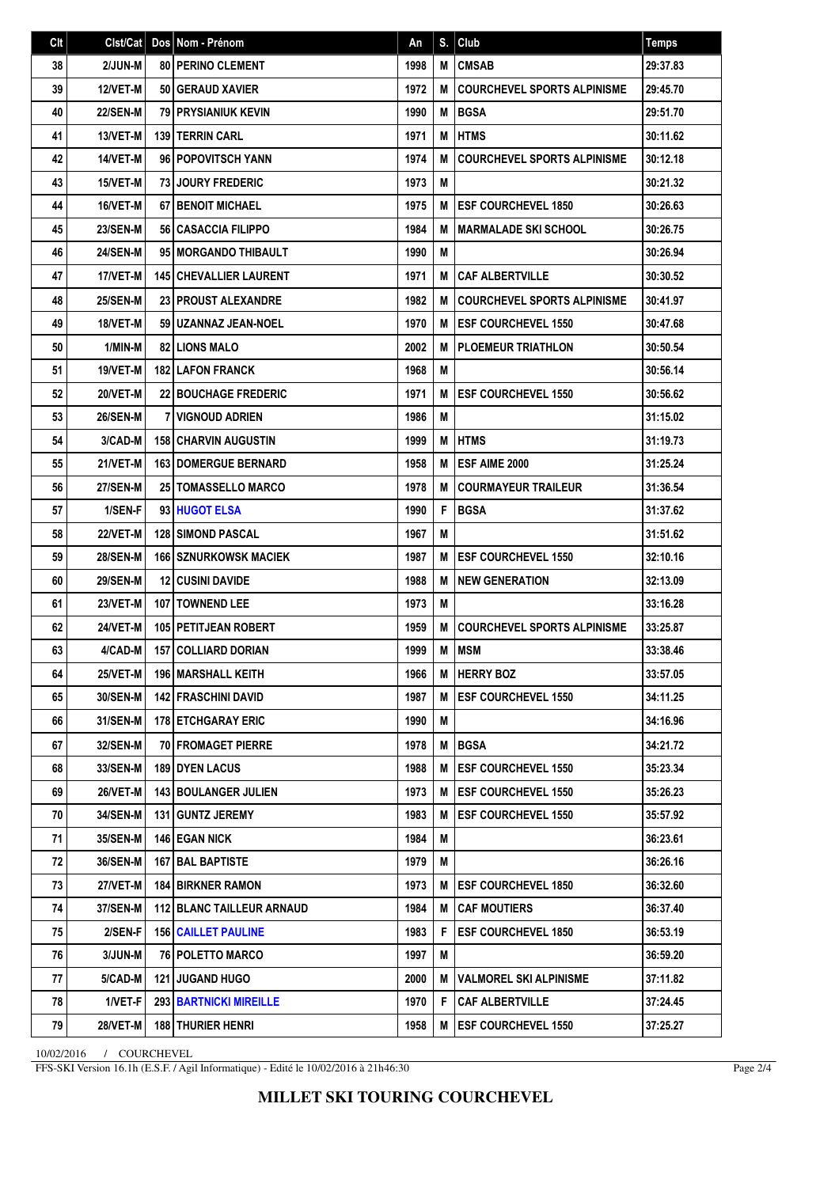| Clt | Clst/Cat | Dos | Nom - Prénom | An | S. | Club | Temps |
|---|---|---|---|---|---|---|---|
| 38 | 2/JUN-M | 80 | PERINO CLEMENT | 1998 | M | CMSAB | 29:37.83 |
| 39 | 12/VET-M | 50 | GERAUD XAVIER | 1972 | M | COURCHEVEL SPORTS ALPINISME | 29:45.70 |
| 40 | 22/SEN-M | 79 | PRYSIANIUK KEVIN | 1990 | M | BGSA | 29:51.70 |
| 41 | 13/VET-M | 139 | TERRIN CARL | 1971 | M | HTMS | 30:11.62 |
| 42 | 14/VET-M | 96 | POPOVITSCH YANN | 1974 | M | COURCHEVEL SPORTS ALPINISME | 30:12.18 |
| 43 | 15/VET-M | 73 | JOURY FREDERIC | 1973 | M | | 30:21.32 |
| 44 | 16/VET-M | 67 | BENOIT MICHAEL | 1975 | M | ESF COURCHEVEL 1850 | 30:26.63 |
| 45 | 23/SEN-M | 56 | CASACCIA FILIPPO | 1984 | M | MARMALADE SKI SCHOOL | 30:26.75 |
| 46 | 24/SEN-M | 95 | MORGANDO THIBAULT | 1990 | M | | 30:26.94 |
| 47 | 17/VET-M | 145 | CHEVALLIER LAURENT | 1971 | M | CAF ALBERTVILLE | 30:30.52 |
| 48 | 25/SEN-M | 23 | PROUST ALEXANDRE | 1982 | M | COURCHEVEL SPORTS ALPINISME | 30:41.97 |
| 49 | 18/VET-M | 59 | UZANNAZ JEAN-NOEL | 1970 | M | ESF COURCHEVEL 1550 | 30:47.68 |
| 50 | 1/MIN-M | 82 | LIONS MALO | 2002 | M | PLOEMEUR TRIATHLON | 30:50.54 |
| 51 | 19/VET-M | 182 | LAFON FRANCK | 1968 | M | | 30:56.14 |
| 52 | 20/VET-M | 22 | BOUCHAGE FREDERIC | 1971 | M | ESF COURCHEVEL 1550 | 30:56.62 |
| 53 | 26/SEN-M | 7 | VIGNOUD ADRIEN | 1986 | M | | 31:15.02 |
| 54 | 3/CAD-M | 158 | CHARVIN AUGUSTIN | 1999 | M | HTMS | 31:19.73 |
| 55 | 21/VET-M | 163 | DOMERGUE BERNARD | 1958 | M | ESF AIME 2000 | 31:25.24 |
| 56 | 27/SEN-M | 25 | TOMASSELLO MARCO | 1978 | M | COURMAYEUR TRAILEUR | 31:36.54 |
| 57 | 1/SEN-F | 93 | HUGOT ELSA | 1990 | F | BGSA | 31:37.62 |
| 58 | 22/VET-M | 128 | SIMOND PASCAL | 1967 | M | | 31:51.62 |
| 59 | 28/SEN-M | 166 | SZNURKOWSK MACIEK | 1987 | M | ESF COURCHEVEL 1550 | 32:10.16 |
| 60 | 29/SEN-M | 12 | CUSINI DAVIDE | 1988 | M | NEW GENERATION | 32:13.09 |
| 61 | 23/VET-M | 107 | TOWNEND LEE | 1973 | M | | 33:16.28 |
| 62 | 24/VET-M | 105 | PETITJEAN ROBERT | 1959 | M | COURCHEVEL SPORTS ALPINISME | 33:25.87 |
| 63 | 4/CAD-M | 157 | COLLIARD DORIAN | 1999 | M | MSM | 33:38.46 |
| 64 | 25/VET-M | 196 | MARSHALL KEITH | 1966 | M | HERRY BOZ | 33:57.05 |
| 65 | 30/SEN-M | 142 | FRASCHINI DAVID | 1987 | M | ESF COURCHEVEL 1550 | 34:11.25 |
| 66 | 31/SEN-M | 178 | ETCHGARAY ERIC | 1990 | M | | 34:16.96 |
| 67 | 32/SEN-M | 70 | FROMAGET PIERRE | 1978 | M | BGSA | 34:21.72 |
| 68 | 33/SEN-M | 189 | DYEN LACUS | 1988 | M | ESF COURCHEVEL 1550 | 35:23.34 |
| 69 | 26/VET-M | 143 | BOULANGER JULIEN | 1973 | M | ESF COURCHEVEL 1550 | 35:26.23 |
| 70 | 34/SEN-M | 131 | GUNTZ JEREMY | 1983 | M | ESF COURCHEVEL 1550 | 35:57.92 |
| 71 | 35/SEN-M | 146 | EGAN NICK | 1984 | M | | 36:23.61 |
| 72 | 36/SEN-M | 167 | BAL BAPTISTE | 1979 | M | | 36:26.16 |
| 73 | 27/VET-M | 184 | BIRKNER RAMON | 1973 | M | ESF COURCHEVEL 1850 | 36:32.60 |
| 74 | 37/SEN-M | 112 | BLANC TAILLEUR ARNAUD | 1984 | M | CAF MOUTIERS | 36:37.40 |
| 75 | 2/SEN-F | 156 | CAILLET PAULINE | 1983 | F | ESF COURCHEVEL 1850 | 36:53.19 |
| 76 | 3/JUN-M | 76 | POLETTO MARCO | 1997 | M | | 36:59.20 |
| 77 | 5/CAD-M | 121 | JUGAND HUGO | 2000 | M | VALMOREL SKI ALPINISME | 37:11.82 |
| 78 | 1/VET-F | 293 | BARTNICKI MIREILLE | 1970 | F | CAF ALBERTVILLE | 37:24.45 |
| 79 | 28/VET-M | 188 | THURIER HENRI | 1958 | M | ESF COURCHEVEL 1550 | 37:25.27 |

10/02/2016 / COURCHEVEL

FFS-SKI Version 16.1h (E.S.F. / Agil Informatique) - Edité le 10/02/2016 à 21h46:30

**MILLET SKI TOURING COURCHEVEL**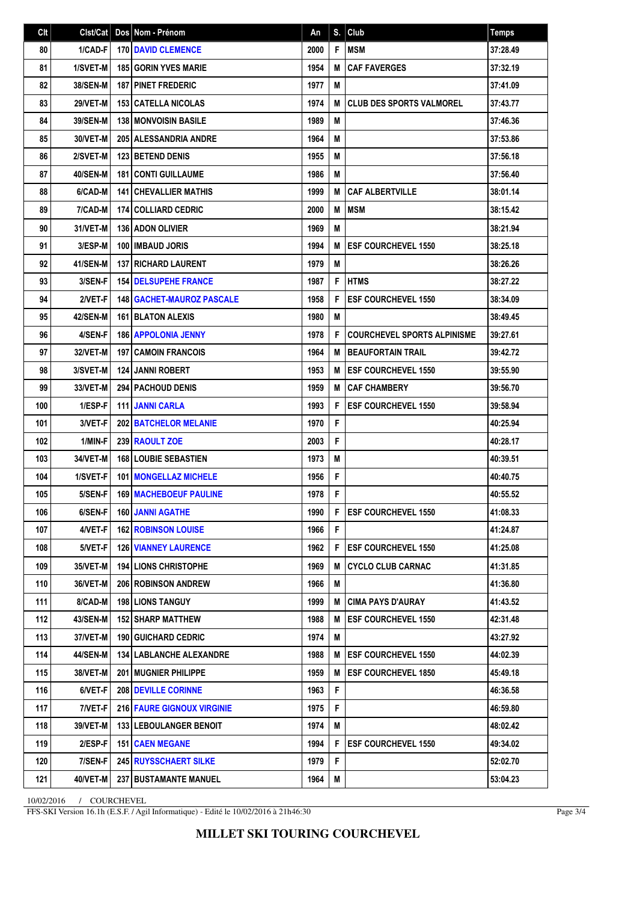| Clt | Clst/Cat | Dos | Nom - Prénom | An | S. | Club | Temps |
|---|---|---|---|---|---|---|---|
| 80 | 1/CAD-F | 170 | DAVID CLEMENCE | 2000 | F | MSM | 37:28.49 |
| 81 | 1/SVET-M | 185 | GORIN YVES MARIE | 1954 | M | CAF FAVERGES | 37:32.19 |
| 82 | 38/SEN-M | 187 | PINET FREDERIC | 1977 | M | | 37:41.09 |
| 83 | 29/VET-M | 153 | CATELLA NICOLAS | 1974 | M | CLUB DES SPORTS VALMOREL | 37:43.77 |
| 84 | 39/SEN-M | 138 | MONVOISIN BASILE | 1989 | M | | 37:46.36 |
| 85 | 30/VET-M | 205 | ALESSANDRIA ANDRE | 1964 | M | | 37:53.86 |
| 86 | 2/SVET-M | 123 | BETEND DENIS | 1955 | M | | 37:56.18 |
| 87 | 40/SEN-M | 181 | CONTI GUILLAUME | 1986 | M | | 37:56.40 |
| 88 | 6/CAD-M | 141 | CHEVALLIER MATHIS | 1999 | M | CAF ALBERTVILLE | 38:01.14 |
| 89 | 7/CAD-M | 174 | COLLIARD CEDRIC | 2000 | M | MSM | 38:15.42 |
| 90 | 31/VET-M | 136 | ADON OLIVIER | 1969 | M | | 38:21.94 |
| 91 | 3/ESP-M | 100 | IMBAUD JORIS | 1994 | M | ESF COURCHEVEL 1550 | 38:25.18 |
| 92 | 41/SEN-M | 137 | RICHARD LAURENT | 1979 | M | | 38:26.26 |
| 93 | 3/SEN-F | 154 | DELSUPEHE FRANCE | 1987 | F | HTMS | 38:27.22 |
| 94 | 2/VET-F | 148 | GACHET-MAUROZ PASCALE | 1958 | F | ESF COURCHEVEL 1550 | 38:34.09 |
| 95 | 42/SEN-M | 161 | BLATON ALEXIS | 1980 | M | | 38:49.45 |
| 96 | 4/SEN-F | 186 | APPOLONIA JENNY | 1978 | F | COURCHEVEL SPORTS ALPINISME | 39:27.61 |
| 97 | 32/VET-M | 197 | CAMOIN FRANCOIS | 1964 | M | BEAUFORTAIN TRAIL | 39:42.72 |
| 98 | 3/SVET-M | 124 | JANNI ROBERT | 1953 | M | ESF COURCHEVEL 1550 | 39:55.90 |
| 99 | 33/VET-M | 294 | PACHOUD DENIS | 1959 | M | CAF CHAMBERY | 39:56.70 |
| 100 | 1/ESP-F | 111 | JANNI CARLA | 1993 | F | ESF COURCHEVEL 1550 | 39:58.94 |
| 101 | 3/VET-F | 202 | BATCHELOR MELANIE | 1970 | F | | 40:25.94 |
| 102 | 1/MIN-F | 239 | RAOULT ZOE | 2003 | F | | 40:28.17 |
| 103 | 34/VET-M | 168 | LOUBIE SEBASTIEN | 1973 | M | | 40:39.51 |
| 104 | 1/SVET-F | 101 | MONGELLAZ MICHELE | 1956 | F | | 40:40.75 |
| 105 | 5/SEN-F | 169 | MACHEBOEUF PAULINE | 1978 | F | | 40:55.52 |
| 106 | 6/SEN-F | 160 | JANNI AGATHE | 1990 | F | ESF COURCHEVEL 1550 | 41:08.33 |
| 107 | 4/VET-F | 162 | ROBINSON LOUISE | 1966 | F | | 41:24.87 |
| 108 | 5/VET-F | 126 | VIANNEY LAURENCE | 1962 | F | ESF COURCHEVEL 1550 | 41:25.08 |
| 109 | 35/VET-M | 194 | LIONS CHRISTOPHE | 1969 | M | CYCLO CLUB CARNAC | 41:31.85 |
| 110 | 36/VET-M | 206 | ROBINSON ANDREW | 1966 | M | | 41:36.80 |
| 111 | 8/CAD-M | 198 | LIONS TANGUY | 1999 | M | CIMA PAYS D'AURAY | 41:43.52 |
| 112 | 43/SEN-M | 152 | SHARP MATTHEW | 1988 | M | ESF COURCHEVEL 1550 | 42:31.48 |
| 113 | 37/VET-M | 190 | GUICHARD CEDRIC | 1974 | M | | 43:27.92 |
| 114 | 44/SEN-M | 134 | LABLANCHE ALEXANDRE | 1988 | M | ESF COURCHEVEL 1550 | 44:02.39 |
| 115 | 38/VET-M | 201 | MUGNIER PHILIPPE | 1959 | M | ESF COURCHEVEL 1850 | 45:49.18 |
| 116 | 6/VET-F | 208 | DEVILLE CORINNE | 1963 | F | | 46:36.58 |
| 117 | 7/VET-F | 216 | FAURE GIGNOUX VIRGINIE | 1975 | F | | 46:59.80 |
| 118 | 39/VET-M | 133 | LEBOULANGER BENOIT | 1974 | M | | 48:02.42 |
| 119 | 2/ESP-F | 151 | CAEN MEGANE | 1994 | F | ESF COURCHEVEL 1550 | 49:34.02 |
| 120 | 7/SEN-F | 245 | RUYSSCHAERT SILKE | 1979 | F | | 52:02.70 |
| 121 | 40/VET-M | 237 | BUSTAMANTE MANUEL | 1964 | M | | 53:04.23 |

10/02/2016 / COURCHEVEL

FFS-SKI Version 16.1h (E.S.F. / Agil Informatique) - Edité le 10/02/2016 à 21h46:30

**MILLET SKI TOURING COURCHEVEL**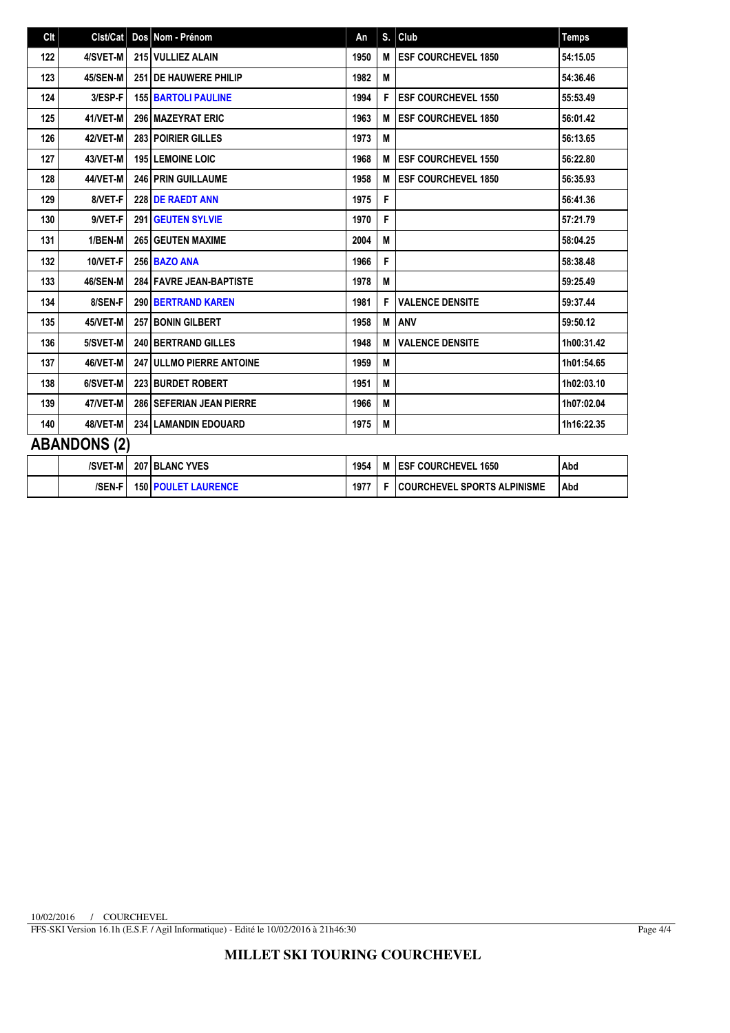| Clt | Clst/Cat | Dos | Nom - Prénom | An | S. | Club | Temps |
|---|---|---|---|---|---|---|---|
| 122 | 4/SVET-M | 215 | VULLIEZ ALAIN | 1950 | M | ESF COURCHEVEL 1850 | 54:15.05 |
| 123 | 45/SEN-M | 251 | DE HAUWERE PHILIP | 1982 | M | | 54:36.46 |
| 124 | 3/ESP-F | 155 | BARTOLI PAULINE | 1994 | F | ESF COURCHEVEL 1550 | 55:53.49 |
| 125 | 41/VET-M | 296 | MAZEYRAT ERIC | 1963 | M | ESF COURCHEVEL 1850 | 56:01.42 |
| 126 | 42/VET-M | 283 | POIRIER GILLES | 1973 | M | | 56:13.65 |
| 127 | 43/VET-M | 195 | LEMOINE LOIC | 1968 | M | ESF COURCHEVEL 1550 | 56:22.80 |
| 128 | 44/VET-M | 246 | PRIN GUILLAUME | 1958 | M | ESF COURCHEVEL 1850 | 56:35.93 |
| 129 | 8/VET-F | 228 | DE RAEDT ANN | 1975 | F | | 56:41.36 |
| 130 | 9/VET-F | 291 | GEUTEN SYLVIE | 1970 | F | | 57:21.79 |
| 131 | 1/BEN-M | 265 | GEUTEN MAXIME | 2004 | M | | 58:04.25 |
| 132 | 10/VET-F | 256 | BAZO ANA | 1966 | F | | 58:38.48 |
| 133 | 46/SEN-M | 284 | FAVRE JEAN-BAPTISTE | 1978 | M | | 59:25.49 |
| 134 | 8/SEN-F | 290 | BERTRAND KAREN | 1981 | F | VALENCE DENSITE | 59:37.44 |
| 135 | 45/VET-M | 257 | BONIN GILBERT | 1958 | M | ANV | 59:50.12 |
| 136 | 5/SVET-M | 240 | BERTRAND GILLES | 1948 | M | VALENCE DENSITE | 1h00:31.42 |
| 137 | 46/VET-M | 247 | ULLMO PIERRE ANTOINE | 1959 | M | | 1h01:54.65 |
| 138 | 6/SVET-M | 223 | BURDET ROBERT | 1951 | M | | 1h02:03.10 |
| 139 | 47/VET-M | 286 | SEFERIAN JEAN PIERRE | 1966 | M | | 1h07:02.04 |
| 140 | 48/VET-M | 234 | LAMANDIN EDOUARD | 1975 | M | | 1h16:22.35 |

## ABANDONS (2)

| | | | | | | | |
|---|---|---|---|---|---|---|---|
| | /SVET-M | 207 | BLANC YVES | 1954 | M | ESF COURCHEVEL 1650 | Abd |
| | /SEN-F | 150 | POULET LAURENCE | 1977 | F | COURCHEVEL SPORTS ALPINISME | Abd |

10/02/2016 / COURCHEVEL

FFS-SKI Version 16.1h (E.S.F. / Agil Informatique) - Edité le 10/02/2016 à 21h46:30

**MILLET SKI TOURING COURCHEVEL**